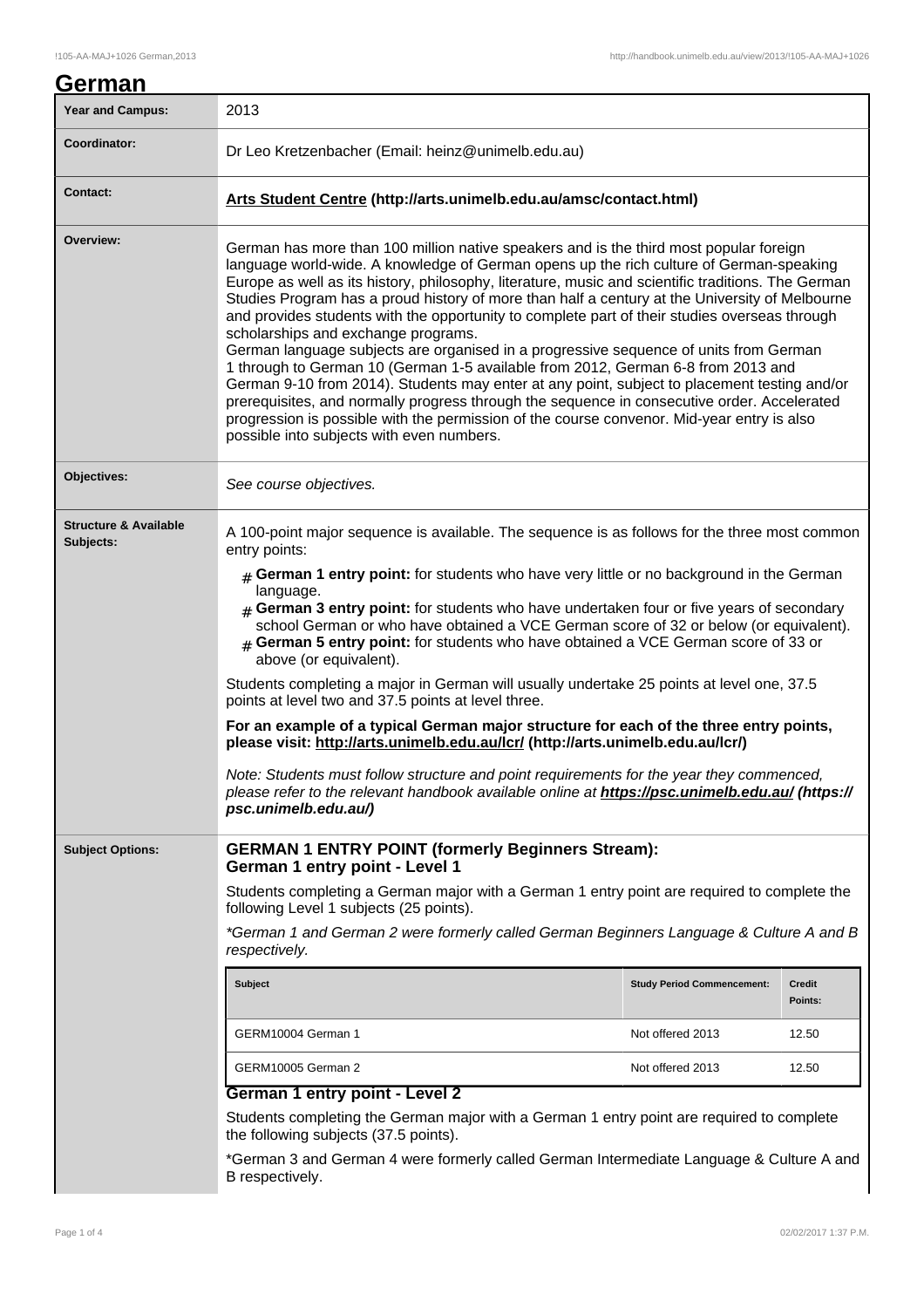# German

| | |
|---|---|
| **Year and Campus:** | 2013 |
| **Coordinator:** | Dr Leo Kretzenbacher (Email: heinz@unimelb.edu.au) |
| **Contact:** | **Arts Student Centre (http://arts.unimelb.edu.au/amsc/contact.html)** |
| **Overview:** | German has more than 100 million native speakers and is the third most popular foreign language world-wide. A knowledge of German opens up the rich culture of German-speaking Europe as well as its history, philosophy, literature, music and scientific traditions. The German Studies Program has a proud history of more than half a century at the University of Melbourne and provides students with the opportunity to complete part of their studies overseas through scholarships and exchange programs. German language subjects are organised in a progressive sequence of units from German 1 through to German 10 (German 1-5 available from 2012, German 6-8 from 2013 and German 9-10 from 2014). Students may enter at any point, subject to placement testing and/or prerequisites, and normally progress through the sequence in consecutive order. Accelerated progression is possible with the permission of the course convenor. Mid-year entry is also possible into subjects with even numbers. |
| **Objectives:** | *See course objectives.* |

**Structure & Available Subjects:**

A 100-point major sequence is available. The sequence is as follows for the three most common entry points:

- **German 1 entry point:** for students who have very little or no background in the German language.
- **German 3 entry point:** for students who have undertaken four or five years of secondary school German or who have obtained a VCE German score of 32 or below (or equivalent).
- **German 5 entry point:** for students who have obtained a VCE German score of 33 or above (or equivalent).

Students completing a major in German will usually undertake 25 points at level one, 37.5 points at level two and 37.5 points at level three.

**For an example of a typical German major structure for each of the three entry points, please visit: http://arts.unimelb.edu.au/lcr/ (http://arts.unimelb.edu.au/lcr/)**

*Note: Students must follow structure and point requirements for the year they commenced, please refer to the relevant handbook available online at* ***https://psc.unimelb.edu.au/ (https://psc.unimelb.edu.au/)***

**Subject Options:**

## GERMAN 1 ENTRY POINT (formerly Beginners Stream):

### German 1 entry point - Level 1

Students completing a German major with a German 1 entry point are required to complete the following Level 1 subjects (25 points).

*\*German 1 and German 2 were formerly called German Beginners Language & Culture A and B respectively.*

| Subject | Study Period Commencement: | Credit Points: |
|---|---|---|
| GERM10004 German 1 | Not offered 2013 | 12.50 |
| GERM10005 German 2 | Not offered 2013 | 12.50 |

### German 1 entry point - Level 2

Students completing the German major with a German 1 entry point are required to complete the following subjects (37.5 points).

\*German 3 and German 4 were formerly called German Intermediate Language & Culture A and B respectively.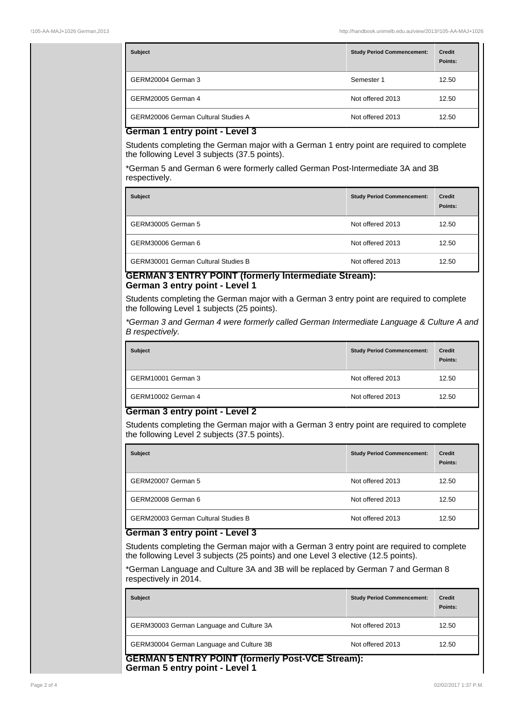| Subject | Study Period Commencement: | Credit Points: |
| --- | --- | --- |
| GERM20004 German 3 | Semester 1 | 12.50 |
| GERM20005 German 4 | Not offered 2013 | 12.50 |
| GERM20006 German Cultural Studies A | Not offered 2013 | 12.50 |

### German 1 entry point - Level 3

Students completing the German major with a German 1 entry point are required to complete the following Level 3 subjects (37.5 points).

*German 5 and German 6 were formerly called German Post-Intermediate 3A and 3B respectively.

| Subject | Study Period Commencement: | Credit Points: |
| --- | --- | --- |
| GERM30005 German 5 | Not offered 2013 | 12.50 |
| GERM30006 German 6 | Not offered 2013 | 12.50 |
| GERM30001 German Cultural Studies B | Not offered 2013 | 12.50 |

### GERMAN 3 ENTRY POINT (formerly Intermediate Stream): German 3 entry point - Level 1

Students completing the German major with a German 3 entry point are required to complete the following Level 1 subjects (25 points).

*\*German 3 and German 4 were formerly called German Intermediate Language & Culture A and B respectively.*

| Subject | Study Period Commencement: | Credit Points: |
| --- | --- | --- |
| GERM10001 German 3 | Not offered 2013 | 12.50 |
| GERM10002 German 4 | Not offered 2013 | 12.50 |

### German 3 entry point - Level 2

Students completing the German major with a German 3 entry point are required to complete the following Level 2 subjects (37.5 points).

| Subject | Study Period Commencement: | Credit Points: |
| --- | --- | --- |
| GERM20007 German 5 | Not offered 2013 | 12.50 |
| GERM20008 German 6 | Not offered 2013 | 12.50 |
| GERM20003 German Cultural Studies B | Not offered 2013 | 12.50 |

### German 3 entry point - Level 3

Students completing the German major with a German 3 entry point are required to complete the following Level 3 subjects (25 points) and one Level 3 elective (12.5 points).

*German Language and Culture 3A and 3B will be replaced by German 7 and German 8 respectively in 2014.

| Subject | Study Period Commencement: | Credit Points: |
| --- | --- | --- |
| GERM30003 German Language and Culture 3A | Not offered 2013 | 12.50 |
| GERM30004 German Language and Culture 3B | Not offered 2013 | 12.50 |

### GERMAN 5 ENTRY POINT (formerly Post-VCE Stream): German 5 entry point - Level 1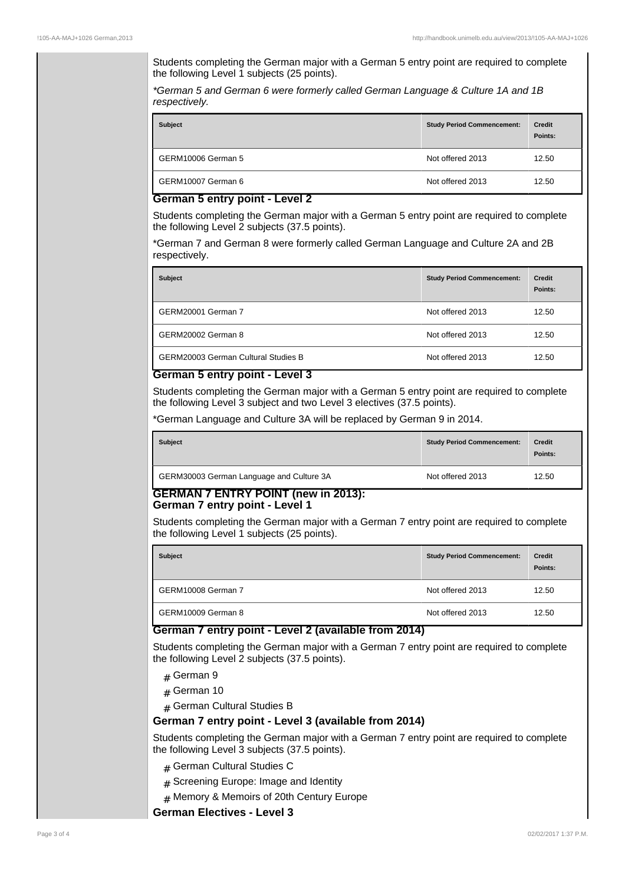Students completing the German major with a German 5 entry point are required to complete the following Level 1 subjects (25 points).

*\*German 5 and German 6 were formerly called German Language & Culture 1A and 1B respectively.*

| Subject | Study Period Commencement: | Credit Points: |
|---|---|---|
| GERM10006 German 5 | Not offered 2013 | 12.50 |
| GERM10007 German 6 | Not offered 2013 | 12.50 |

### German 5 entry point - Level 2

Students completing the German major with a German 5 entry point are required to complete the following Level 2 subjects (37.5 points).

*German 7 and German 8 were formerly called German Language and Culture 2A and 2B respectively.

| Subject | Study Period Commencement: | Credit Points: |
|---|---|---|
| GERM20001 German 7 | Not offered 2013 | 12.50 |
| GERM20002 German 8 | Not offered 2013 | 12.50 |
| GERM20003 German Cultural Studies B | Not offered 2013 | 12.50 |

### German 5 entry point - Level 3

Students completing the German major with a German 5 entry point are required to complete the following Level 3 subject and two Level 3 electives (37.5 points).

*German Language and Culture 3A will be replaced by German 9 in 2014.

| Subject | Study Period Commencement: | Credit Points: |
|---|---|---|
| GERM30003 German Language and Culture 3A | Not offered 2013 | 12.50 |

### GERMAN 7 ENTRY POINT (new in 2013):

### German 7 entry point - Level 1

Students completing the German major with a German 7 entry point are required to complete the following Level 1 subjects (25 points).

| Subject | Study Period Commencement: | Credit Points: |
|---|---|---|
| GERM10008 German 7 | Not offered 2013 | 12.50 |
| GERM10009 German 8 | Not offered 2013 | 12.50 |

### German 7 entry point - Level 2 (available from 2014)

Students completing the German major with a German 7 entry point are required to complete the following Level 2 subjects (37.5 points).

- German 9
- German 10
- German Cultural Studies B

### German 7 entry point - Level 3 (available from 2014)

Students completing the German major with a German 7 entry point are required to complete the following Level 3 subjects (37.5 points).

- German Cultural Studies C
- Screening Europe: Image and Identity
- Memory & Memoirs of 20th Century Europe

### German Electives - Level 3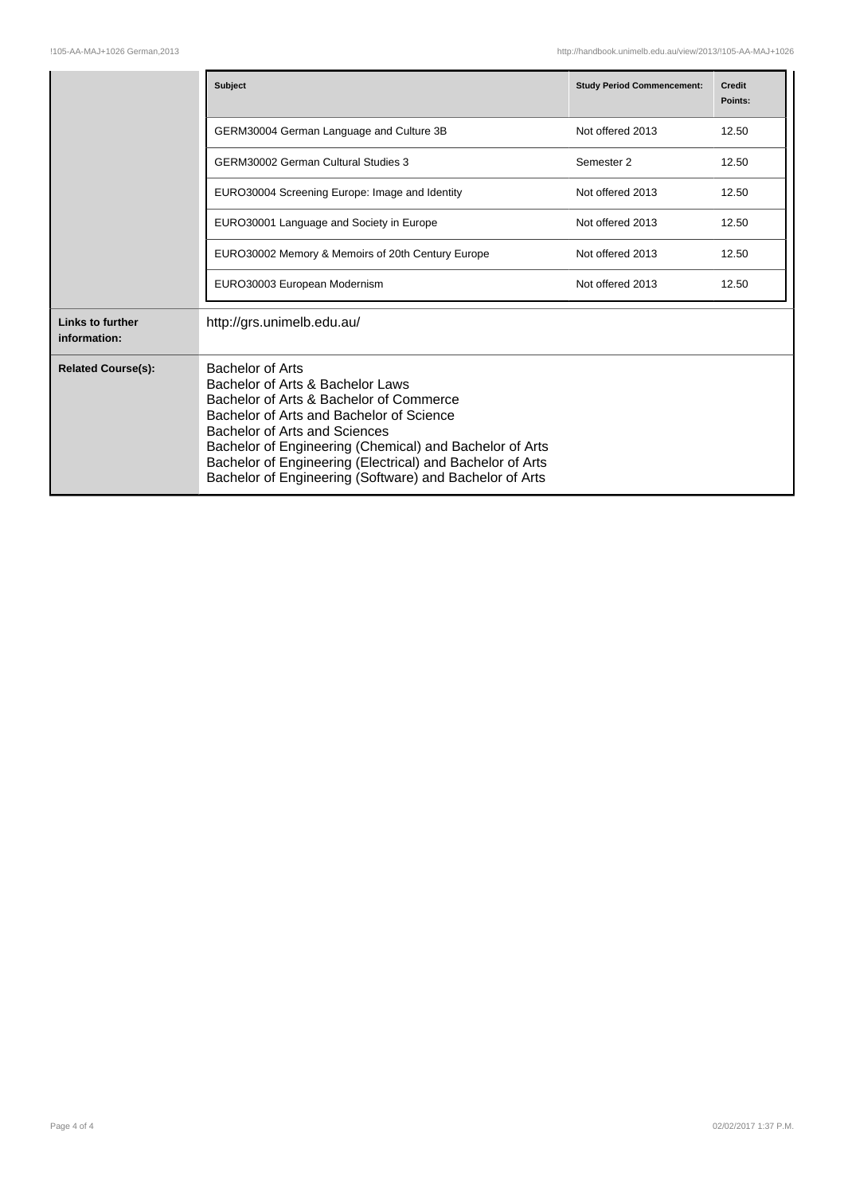| | Subject | Study Period Commencement: | Credit Points: |
|---|---|---|---|
| | GERM30004 German Language and Culture 3B | Not offered 2013 | 12.50 |
| | GERM30002 German Cultural Studies 3 | Semester 2 | 12.50 |
| | EURO30004 Screening Europe: Image and Identity | Not offered 2013 | 12.50 |
| | EURO30001 Language and Society in Europe | Not offered 2013 | 12.50 |
| | EURO30002 Memory & Memoirs of 20th Century Europe | Not offered 2013 | 12.50 |
| | EURO30003 European Modernism | Not offered 2013 | 12.50 |

| | |
|---|---|
| **Links to further information:** | http://grs.unimelb.edu.au/ |
| **Related Course(s):** | Bachelor of Arts<br>Bachelor of Arts & Bachelor Laws<br>Bachelor of Arts & Bachelor of Commerce<br>Bachelor of Arts and Bachelor of Science<br>Bachelor of Arts and Sciences<br>Bachelor of Engineering (Chemical) and Bachelor of Arts<br>Bachelor of Engineering (Electrical) and Bachelor of Arts<br>Bachelor of Engineering (Software) and Bachelor of Arts |